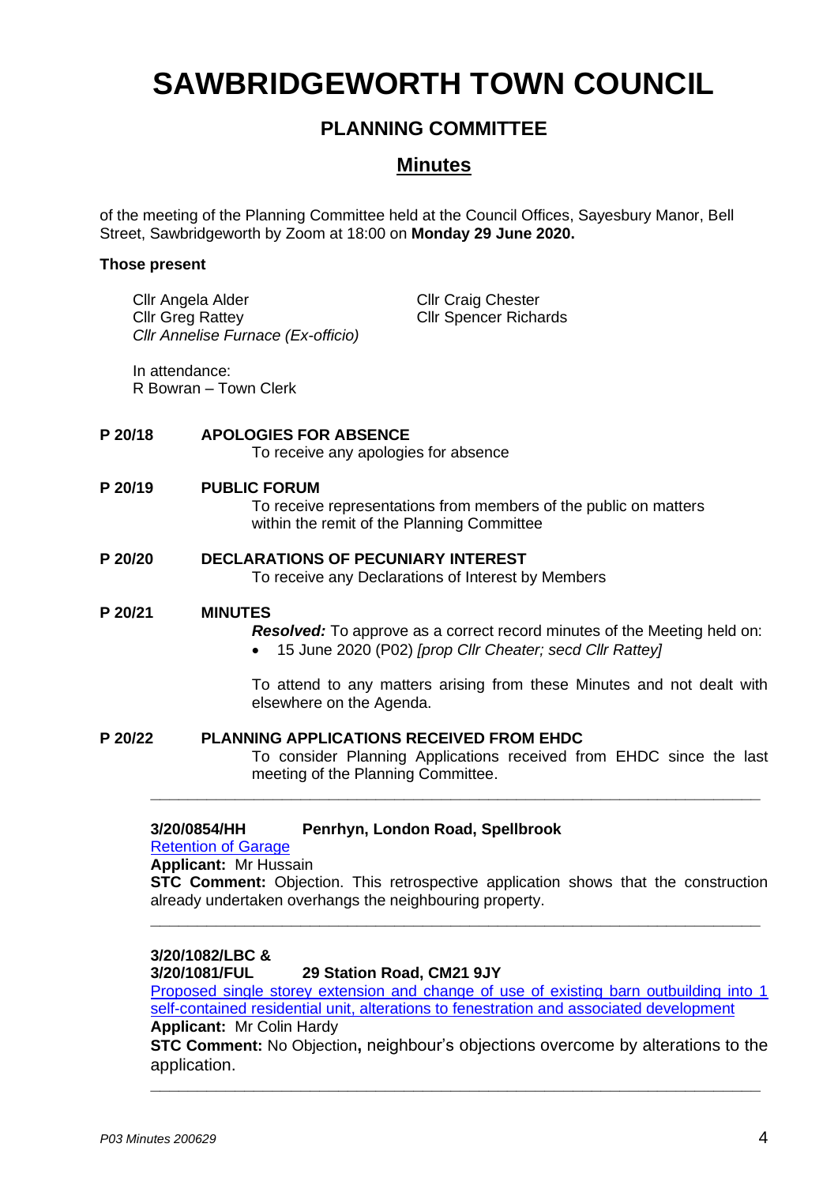# SAWBRIDGEWORTH TOWN COUNCIL

## PLANNING COMMITTEE

## Minutes

of the meeting of the Planning Committee held at the Council Offices, Sayesbury Manor, Bell Street, Sawbridgeworth by Zoom at 18:00 on **Monday 29 June 2020.**

**Those present**

Cllr Angela Alder
Cllr Greg Rattey
*Cllr Annelise Furnace (Ex-officio)*
Cllr Craig Chester
Cllr Spencer Richards

In attendance:
R Bowran – Town Clerk

**P 20/18 APOLOGIES FOR ABSENCE**

To receive any apologies for absence

**P 20/19 PUBLIC FORUM**

To receive representations from members of the public on matters within the remit of the Planning Committee

**P 20/20 DECLARATIONS OF PECUNIARY INTEREST**

To receive any Declarations of Interest by Members

**P 20/21 MINUTES**

***Resolved:*** To approve as a correct record minutes of the Meeting held on:

- 15 June 2020 (P02) *[prop Cllr Cheater; secd Cllr Rattey]*

To attend to any matters arising from these Minutes and not dealt with elsewhere on the Agenda.

**P 20/22 PLANNING APPLICATIONS RECEIVED FROM EHDC**

To consider Planning Applications received from EHDC since the last meeting of the Planning Committee.

---

**3/20/0854/HH Penrhyn, London Road, Spellbrook**

Retention of Garage

**Applicant:** Mr Hussain

**STC Comment:** Objection. This retrospective application shows that the construction already undertaken overhangs the neighbouring property.

---

**3/20/1082/LBC &**
**3/20/1081/FUL 29 Station Road, CM21 9JY**

Proposed single storey extension and change of use of existing barn outbuilding into 1 self-contained residential unit, alterations to fenestration and associated development

**Applicant:** Mr Colin Hardy

**STC Comment:** No Objection**,** neighbour's objections overcome by alterations to the application.

---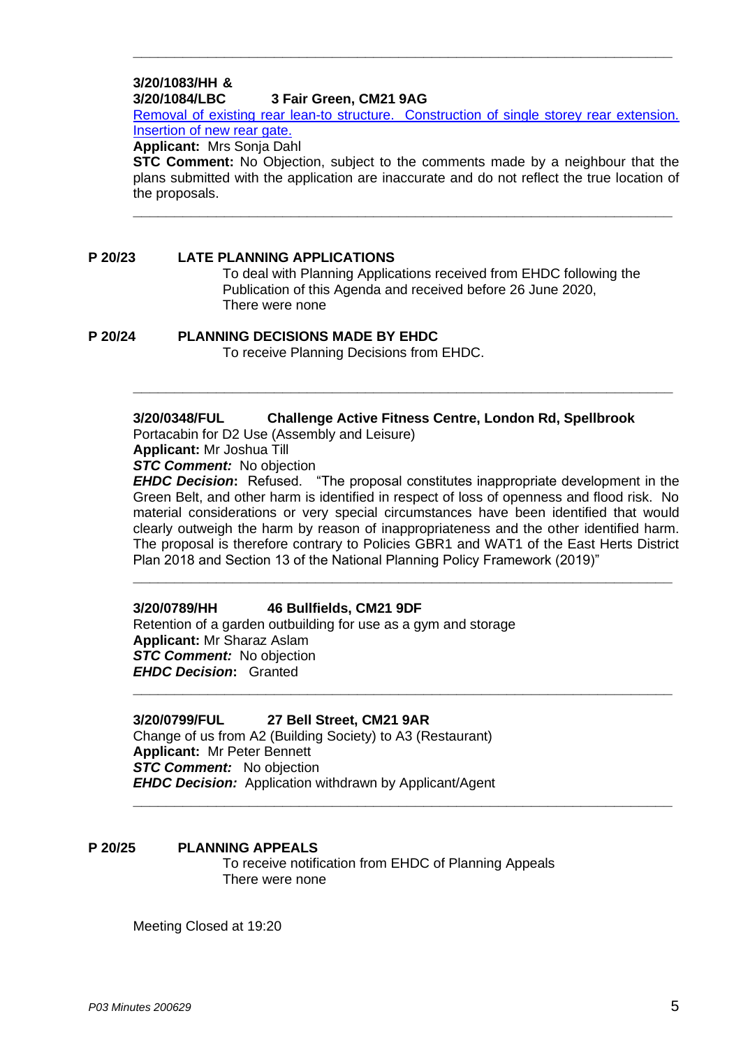---

**3/20/1083/HH &**
**3/20/1084/LBC 3 Fair Green, CM21 9AG**

Removal of existing rear lean-to structure. Construction of single storey rear extension. Insertion of new rear gate.

**Applicant:** Mrs Sonja Dahl

**STC Comment:** No Objection, subject to the comments made by a neighbour that the plans submitted with the application are inaccurate and do not reflect the true location of the proposals.

---

**P 20/23 LATE PLANNING APPLICATIONS**

To deal with Planning Applications received from EHDC following the Publication of this Agenda and received before 26 June 2020,
There were none

**P 20/24 PLANNING DECISIONS MADE BY EHDC**

To receive Planning Decisions from EHDC.

---

**3/20/0348/FUL Challenge Active Fitness Centre, London Rd, Spellbrook**

Portacabin for D2 Use (Assembly and Leisure)

**Applicant:** Mr Joshua Till

***STC Comment:*** No objection

***EHDC Decision*:** Refused. "The proposal constitutes inappropriate development in the Green Belt, and other harm is identified in respect of loss of openness and flood risk. No material considerations or very special circumstances have been identified that would clearly outweigh the harm by reason of inappropriateness and the other identified harm. The proposal is therefore contrary to Policies GBR1 and WAT1 of the East Herts District Plan 2018 and Section 13 of the National Planning Policy Framework (2019)"

---

**3/20/0789/HH 46 Bullfields, CM21 9DF**

Retention of a garden outbuilding for use as a gym and storage

**Applicant:** Mr Sharaz Aslam

***STC Comment:*** No objection

***EHDC Decision*:** Granted

---

**3/20/0799/FUL 27 Bell Street, CM21 9AR**

Change of us from A2 (Building Society) to A3 (Restaurant)

**Applicant:** Mr Peter Bennett

***STC Comment:*** No objection

***EHDC Decision:*** Application withdrawn by Applicant/Agent

---

**P 20/25 PLANNING APPEALS**

To receive notification from EHDC of Planning Appeals
There were none

Meeting Closed at 19:20